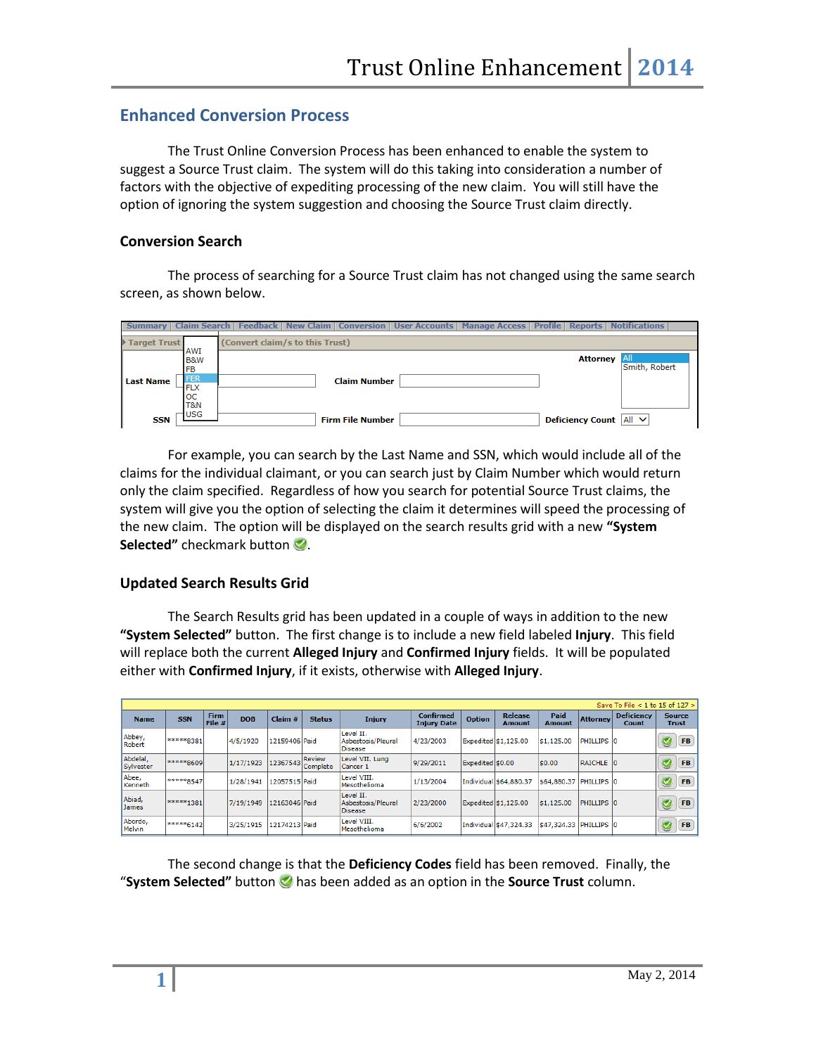## Enhanced Conversion Process

The Trust Online Conversion Process has been enhanced to enable the system to suggest a Source Trust claim. The system will do this taking into consideration a number of factors with the objective of expediting processing of the new claim. You will still have the option of ignoring the system suggestion and choosing the Source Trust claim directly.

### Conversion Search

The process of searching for a Source Trust claim has not changed using the same search screen, as shown below.

Summary | Claim Search | Feedback | New Claim | Conversion | User Accounts | Manage Access | Profile | Reports | Notifications

Target Trust: AWI, B&W, FB, FER, FLX, OC, T&N, USG (Convert claim/s to this Trust)

Last Name | Claim Number | Attorney: All, Smith, Robert

SSN | Firm File Number | Deficiency Count: All

For example, you can search by the Last Name and SSN, which would include all of the claims for the individual claimant, or you can search just by Claim Number which would return only the claim specified. Regardless of how you search for potential Source Trust claims, the system will give you the option of selecting the claim it determines will speed the processing of the new claim. The option will be displayed on the search results grid with a new **"System Selected"** checkmark button ✅.

### Updated Search Results Grid

The Search Results grid has been updated in a couple of ways in addition to the new **"System Selected"** button. The first change is to include a new field labeled **Injury**. This field will replace both the current **Alleged Injury** and **Confirmed Injury** fields. It will be populated either with **Confirmed Injury**, if it exists, otherwise with **Alleged Injury**.

Save To File < 1 to 15 of 127 >

| Name | SSN | Firm File # | DOB | Claim # | Status | Injury | Confirmed Injury Date | Option | Release Amount | Paid Amount | Attorney | Deficiency Count | Source Trust |
|---|---|---|---|---|---|---|---|---|---|---|---|---|---|
| Abbey, Robert | \*\*\*\*\*8381 | | 4/5/1920 | 12159406 | Paid | Level II. Asbestosis/Pleural Disease | 4/23/2003 | Expedited | $1,125.00 | $1,125.00 | PHILLIPS | 0 | ✅ FB |
| Abdelal, Sylvester | \*\*\*\*\*8609 | | 1/17/1923 | 12367543 | Review Complete | Level VII. Lung Cancer 1 | 9/29/2011 | Expedited | $0.00 | $0.00 | RAICHLE | 0 | ✅ FB |
| Abee, Kenneth | \*\*\*\*\*8547 | | 1/28/1941 | 12057515 | Paid | Level VIII. Mesothelioma | 1/13/2004 | Individual | $64,880.37 | $64,880.37 | PHILLIPS | 0 | ✅ FB |
| Abiad, James | \*\*\*\*\*1381 | | 7/19/1949 | 12163046 | Paid | Level II. Asbestosis/Pleural Disease | 2/23/2000 | Expedited | $1,125.00 | $1,125.00 | PHILLIPS | 0 | ✅ FB |
| Abordo, Melvin | \*\*\*\*\*6142 | | 3/25/1915 | 12174213 | Paid | Level VIII. Mesothelioma | 6/5/2002 | Individual | $47,324.33 | $47,324.33 | PHILLIPS | 0 | ✅ FB |

The second change is that the **Deficiency Codes** field has been removed. Finally, the "**System Selected"** button ✅ has been added as an option in the **Source Trust** column.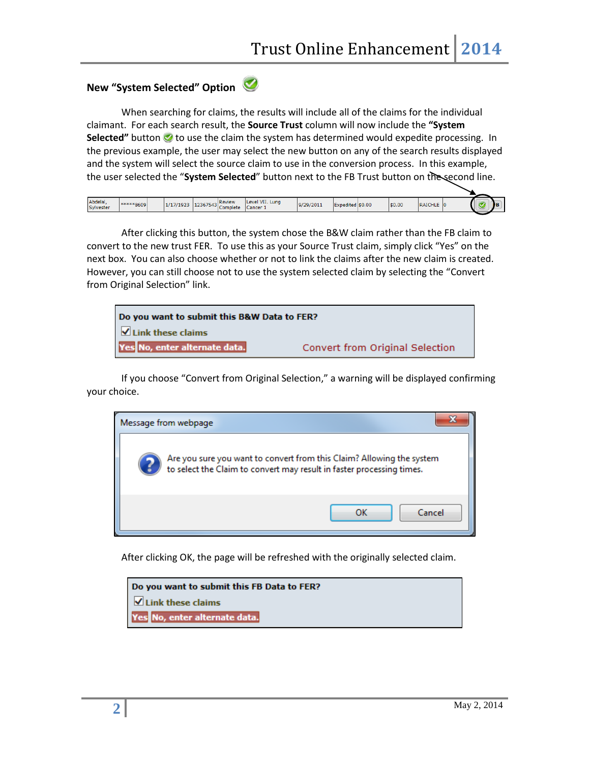### New "System Selected" Option

When searching for claims, the results will include all of the claims for the individual claimant. For each search result, the **Source Trust** column will now include the **"System Selected"** button to use the claim the system has determined would expedite processing. In the previous example, the user may select the new button on any of the search results displayed and the system will select the source claim to use in the conversion process. In this example, the user selected the "**System Selected**" button next to the FB Trust button on the second line.

| | | | | | | | | | | | | |
|---|---|---|---|---|---|---|---|---|---|---|---|---|
| Abdelal, Sylvester | *****8609 | 1/17/1923 | 12367543 | Review Complete | Level VII. Lung Cancer 1 | 9/29/2011 | Expedited | $0.00 | $0.00 | RAICHLE | 0 | FB |

After clicking this button, the system chose the B&W claim rather than the FB claim to convert to the new trust FER. To use this as your Source Trust claim, simply click "Yes" on the next box. You can also choose whether or not to link the claims after the new claim is created. However, you can still choose not to use the system selected claim by selecting the "Convert from Original Selection" link.

**Do you want to submit this B&W Data to FER?**
☑ Link these claims
Yes No, enter alternate data. Convert from Original Selection

If you choose "Convert from Original Selection," a warning will be displayed confirming your choice.

Message from webpage

Are you sure you want to convert from this Claim? Allowing the system to select the Claim to convert may result in faster processing times.

OK Cancel

After clicking OK, the page will be refreshed with the originally selected claim.

**Do you want to submit this FB Data to FER?**
☑ Link these claims
Yes No, enter alternate data.